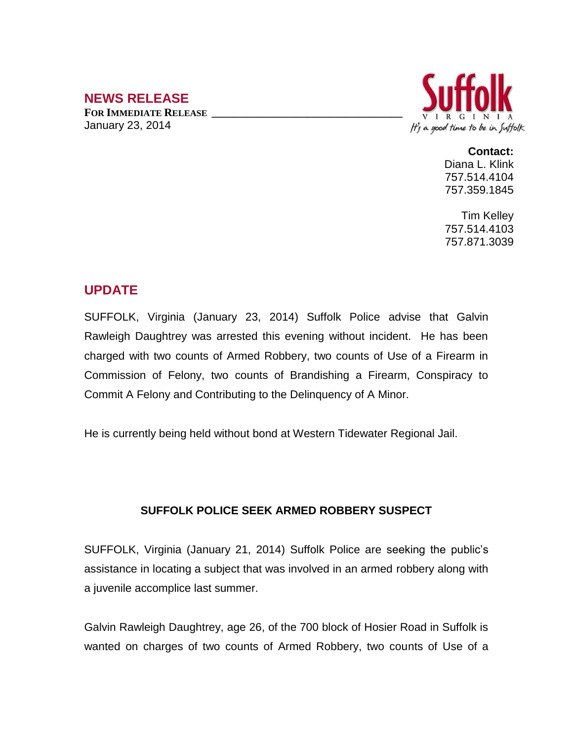## NEWS RELEASE

**FOR IMMEDIATE RELEASE**
January 23, 2014

Suffolk
VIRGINIA
It's a good time to be in Suffolk

**Contact:**
Diana L. Klink
757.514.4104
757.359.1845

Tim Kelley
757.514.4103
757.871.3039

## UPDATE

SUFFOLK, Virginia (January 23, 2014) Suffolk Police advise that Galvin Rawleigh Daughtrey was arrested this evening without incident. He has been charged with two counts of Armed Robbery, two counts of Use of a Firearm in Commission of Felony, two counts of Brandishing a Firearm, Conspiracy to Commit A Felony and Contributing to the Delinquency of A Minor.

He is currently being held without bond at Western Tidewater Regional Jail.

### SUFFOLK POLICE SEEK ARMED ROBBERY SUSPECT

SUFFOLK, Virginia (January 21, 2014) Suffolk Police are seeking the public's assistance in locating a subject that was involved in an armed robbery along with a juvenile accomplice last summer.

Galvin Rawleigh Daughtrey, age 26, of the 700 block of Hosier Road in Suffolk is wanted on charges of two counts of Armed Robbery, two counts of Use of a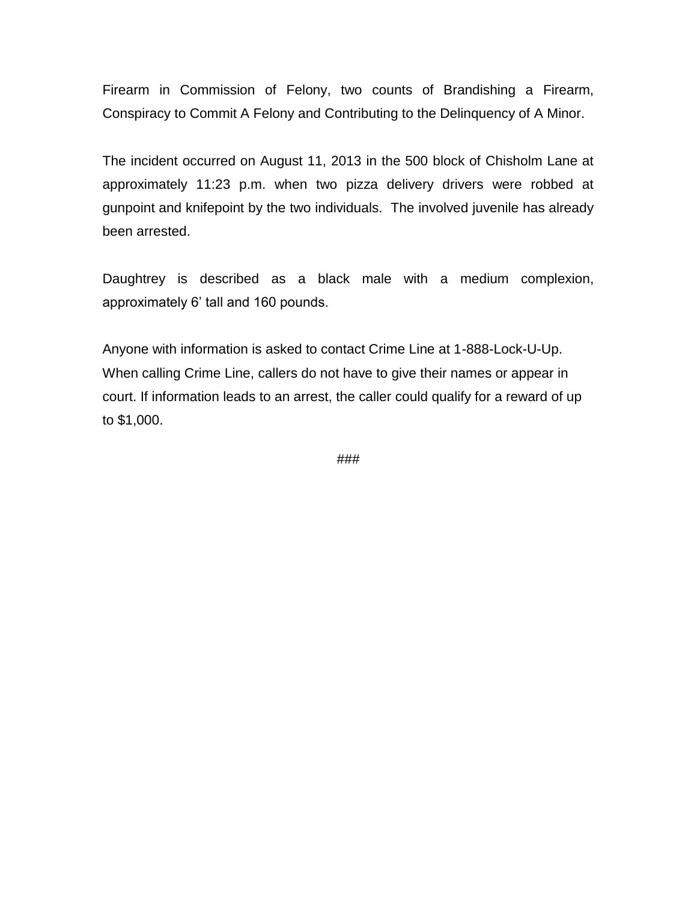Firearm in Commission of Felony, two counts of Brandishing a Firearm, Conspiracy to Commit A Felony and Contributing to the Delinquency of A Minor.

The incident occurred on August 11, 2013 in the 500 block of Chisholm Lane at approximately 11:23 p.m. when two pizza delivery drivers were robbed at gunpoint and knifepoint by the two individuals. The involved juvenile has already been arrested.

Daughtrey is described as a black male with a medium complexion, approximately 6' tall and 160 pounds.

Anyone with information is asked to contact Crime Line at 1-888-Lock-U-Up. When calling Crime Line, callers do not have to give their names or appear in court. If information leads to an arrest, the caller could qualify for a reward of up to $1,000.

###